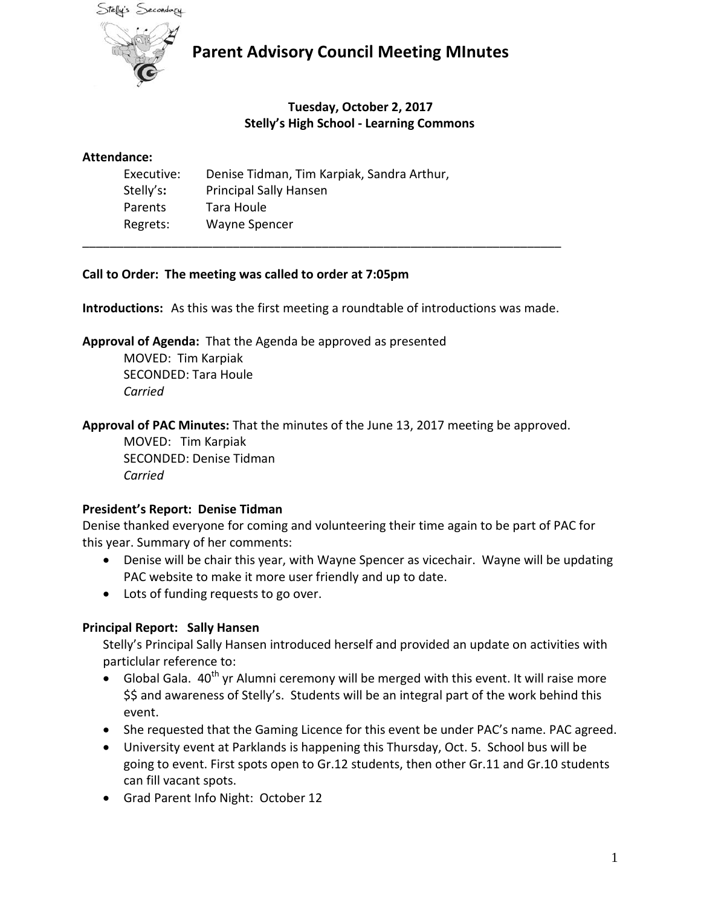# Parent Advisory Council Meeting MInutes

**Tuesday, October 2, 2017**
**Stelly's High School - Learning Commons**

**Attendance:**

| | |
|---|---|
| Executive: | Denise Tidman, Tim Karpiak, Sandra Arthur, |
| Stelly's**:** | Principal Sally Hansen |
| Parents | Tara Houle |
| Regrets: | Wayne Spencer |

---

**Call to Order: The meeting was called to order at 7:05pm**

**Introductions:** As this was the first meeting a roundtable of introductions was made.

**Approval of Agenda:** That the Agenda be approved as presented
MOVED: Tim Karpiak
SECONDED: Tara Houle
*Carried*

**Approval of PAC Minutes:** That the minutes of the June 13, 2017 meeting be approved.
MOVED: Tim Karpiak
SECONDED: Denise Tidman
*Carried*

**President's Report: Denise Tidman**

Denise thanked everyone for coming and volunteering their time again to be part of PAC for this year. Summary of her comments:

- Denise will be chair this year, with Wayne Spencer as vicechair. Wayne will be updating PAC website to make it more user friendly and up to date.
- Lots of funding requests to go over.

**Principal Report: Sally Hansen**

Stelly's Principal Sally Hansen introduced herself and provided an update on activities with particlular reference to:

- Global Gala. 40th yr Alumni ceremony will be merged with this event. It will raise more $$ and awareness of Stelly's. Students will be an integral part of the work behind this event.
- She requested that the Gaming Licence for this event be under PAC's name. PAC agreed.
- University event at Parklands is happening this Thursday, Oct. 5. School bus will be going to event. First spots open to Gr.12 students, then other Gr.11 and Gr.10 students can fill vacant spots.
- Grad Parent Info Night: October 12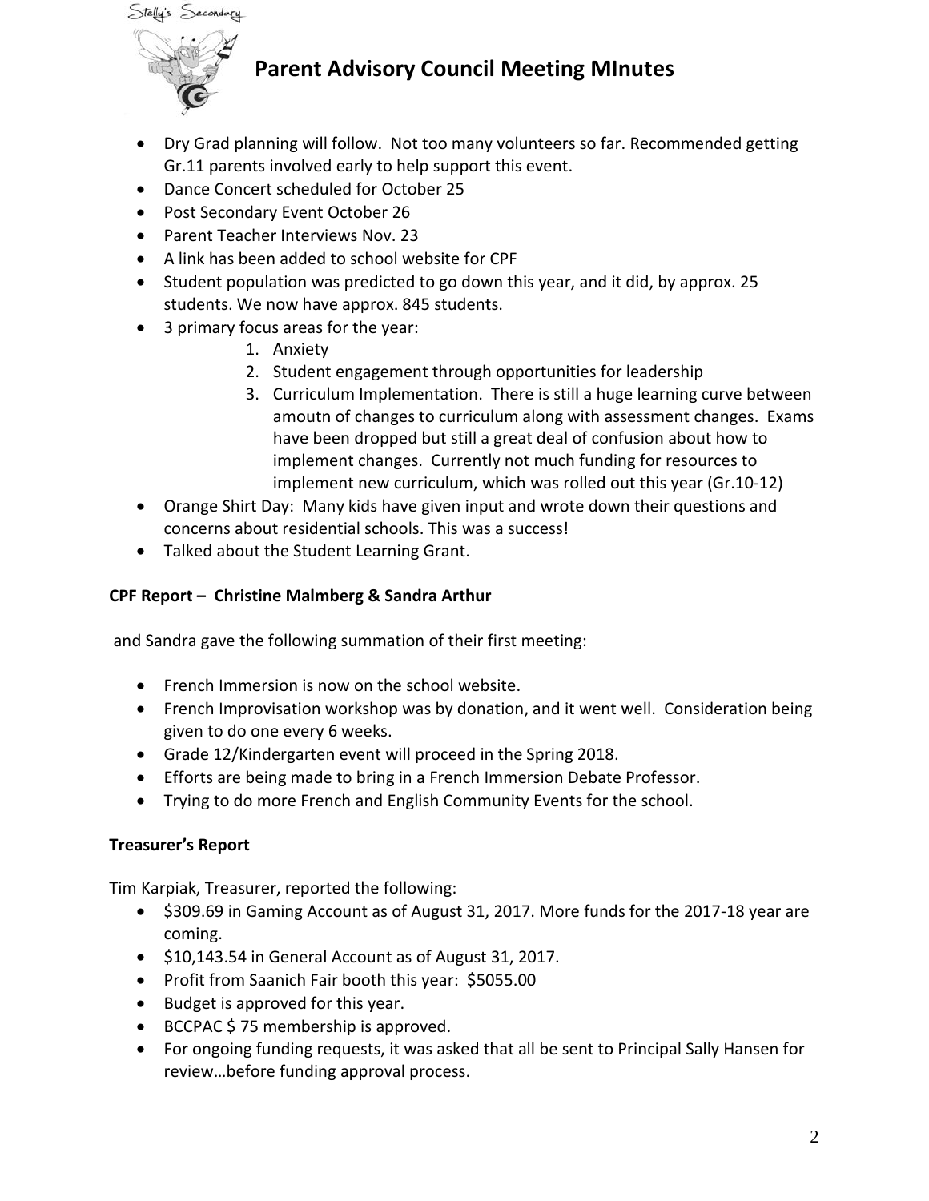- Dry Grad planning will follow. Not too many volunteers so far. Recommended getting Gr.11 parents involved early to help support this event.
- Dance Concert scheduled for October 25
- Post Secondary Event October 26
- Parent Teacher Interviews Nov. 23
- A link has been added to school website for CPF
- Student population was predicted to go down this year, and it did, by approx. 25 students. We now have approx. 845 students.
- 3 primary focus areas for the year:
    1. Anxiety
    2. Student engagement through opportunities for leadership
    3. Curriculum Implementation. There is still a huge learning curve between amoutn of changes to curriculum along with assessment changes. Exams have been dropped but still a great deal of confusion about how to implement changes. Currently not much funding for resources to implement new curriculum, which was rolled out this year (Gr.10-12)
- Orange Shirt Day: Many kids have given input and wrote down their questions and concerns about residential schools. This was a success!
- Talked about the Student Learning Grant.

**CPF Report – Christine Malmberg & Sandra Arthur**

and Sandra gave the following summation of their first meeting:

- French Immersion is now on the school website.
- French Improvisation workshop was by donation, and it went well. Consideration being given to do one every 6 weeks.
- Grade 12/Kindergarten event will proceed in the Spring 2018.
- Efforts are being made to bring in a French Immersion Debate Professor.
- Trying to do more French and English Community Events for the school.

**Treasurer's Report**

Tim Karpiak, Treasurer, reported the following:

- $309.69 in Gaming Account as of August 31, 2017. More funds for the 2017-18 year are coming.
- $10,143.54 in General Account as of August 31, 2017.
- Profit from Saanich Fair booth this year: $5055.00
- Budget is approved for this year.
- BCCPAC $ 75 membership is approved.
- For ongoing funding requests, it was asked that all be sent to Principal Sally Hansen for review…before funding approval process.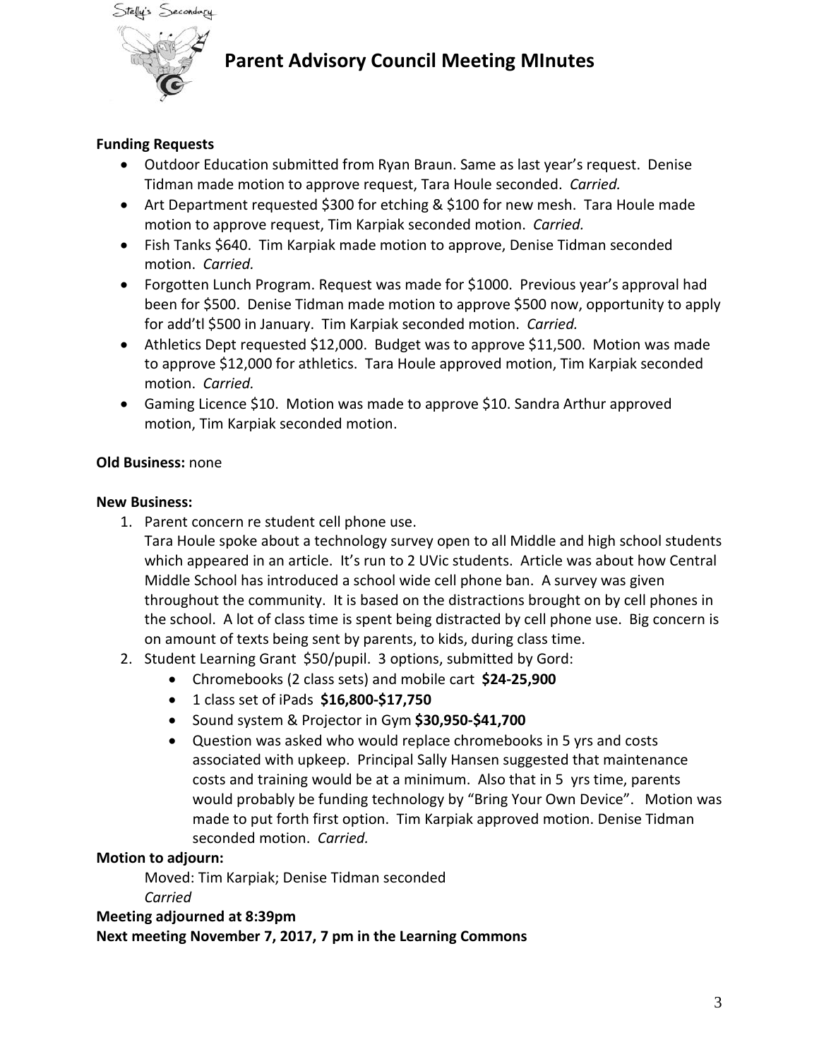# Parent Advisory Council Meeting MInutes

**Funding Requests**

- Outdoor Education submitted from Ryan Braun. Same as last year's request. Denise Tidman made motion to approve request, Tara Houle seconded. *Carried.*
- Art Department requested $300 for etching & $100 for new mesh. Tara Houle made motion to approve request, Tim Karpiak seconded motion. *Carried.*
- Fish Tanks $640. Tim Karpiak made motion to approve, Denise Tidman seconded motion. *Carried.*
- Forgotten Lunch Program. Request was made for $1000. Previous year's approval had been for $500. Denise Tidman made motion to approve $500 now, opportunity to apply for add'tl $500 in January. Tim Karpiak seconded motion. *Carried.*
- Athletics Dept requested $12,000. Budget was to approve $11,500. Motion was made to approve $12,000 for athletics. Tara Houle approved motion, Tim Karpiak seconded motion. *Carried.*
- Gaming Licence $10. Motion was made to approve $10. Sandra Arthur approved motion, Tim Karpiak seconded motion.

**Old Business:** none

**New Business:**

1. Parent concern re student cell phone use.
   Tara Houle spoke about a technology survey open to all Middle and high school students which appeared in an article. It's run to 2 UVic students. Article was about how Central Middle School has introduced a school wide cell phone ban. A survey was given throughout the community. It is based on the distractions brought on by cell phones in the school. A lot of class time is spent being distracted by cell phone use. Big concern is on amount of texts being sent by parents, to kids, during class time.
2. Student Learning Grant $50/pupil. 3 options, submitted by Gord:
   - Chromebooks (2 class sets) and mobile cart **$24-25,900**
   - 1 class set of iPads **$16,800-$17,750**
   - Sound system & Projector in Gym **$30,950-$41,700**
   - Question was asked who would replace chromebooks in 5 yrs and costs associated with upkeep. Principal Sally Hansen suggested that maintenance costs and training would be at a minimum. Also that in 5 yrs time, parents would probably be funding technology by "Bring Your Own Device". Motion was made to put forth first option. Tim Karpiak approved motion. Denise Tidman seconded motion. *Carried.*

**Motion to adjourn:**

Moved: Tim Karpiak; Denise Tidman seconded
*Carried*

**Meeting adjourned at 8:39pm**

**Next meeting November 7, 2017, 7 pm in the Learning Commons**